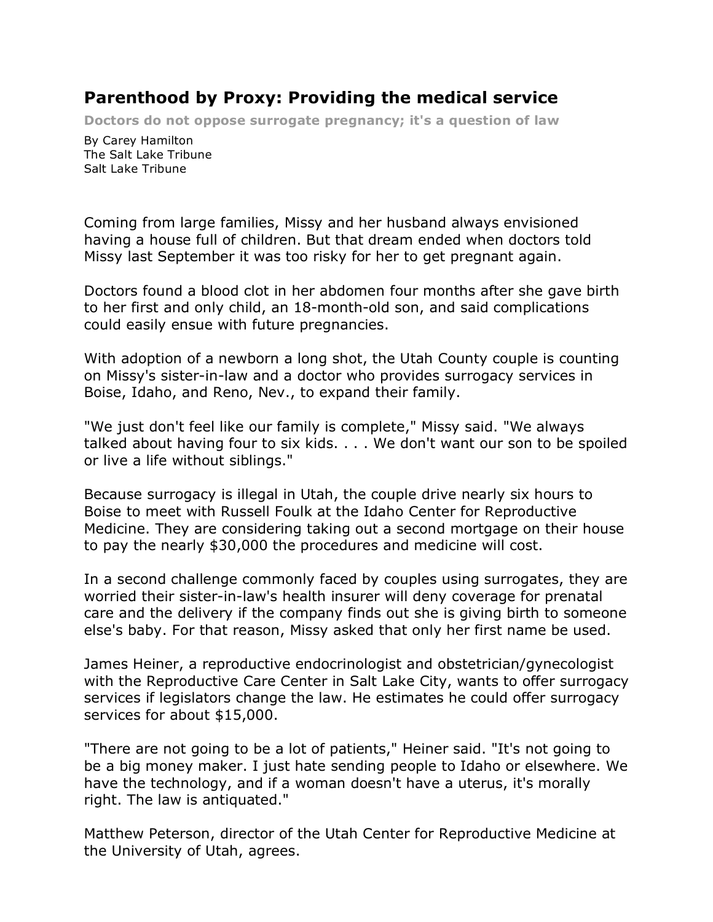# Parenthood by Proxy: Providing the medical service

**Doctors do not oppose surrogate pregnancy; it's a question of law**

By Carey Hamilton
The Salt Lake Tribune
Salt Lake Tribune

Coming from large families, Missy and her husband always envisioned having a house full of children. But that dream ended when doctors told Missy last September it was too risky for her to get pregnant again.

Doctors found a blood clot in her abdomen four months after she gave birth to her first and only child, an 18-month-old son, and said complications could easily ensue with future pregnancies.

With adoption of a newborn a long shot, the Utah County couple is counting on Missy's sister-in-law and a doctor who provides surrogacy services in Boise, Idaho, and Reno, Nev., to expand their family.

"We just don't feel like our family is complete," Missy said. "We always talked about having four to six kids. . . . We don't want our son to be spoiled or live a life without siblings."

Because surrogacy is illegal in Utah, the couple drive nearly six hours to Boise to meet with Russell Foulk at the Idaho Center for Reproductive Medicine. They are considering taking out a second mortgage on their house to pay the nearly $30,000 the procedures and medicine will cost.

In a second challenge commonly faced by couples using surrogates, they are worried their sister-in-law's health insurer will deny coverage for prenatal care and the delivery if the company finds out she is giving birth to someone else's baby. For that reason, Missy asked that only her first name be used.

James Heiner, a reproductive endocrinologist and obstetrician/gynecologist with the Reproductive Care Center in Salt Lake City, wants to offer surrogacy services if legislators change the law. He estimates he could offer surrogacy services for about $15,000.

"There are not going to be a lot of patients," Heiner said. "It's not going to be a big money maker. I just hate sending people to Idaho or elsewhere. We have the technology, and if a woman doesn't have a uterus, it's morally right. The law is antiquated."

Matthew Peterson, director of the Utah Center for Reproductive Medicine at the University of Utah, agrees.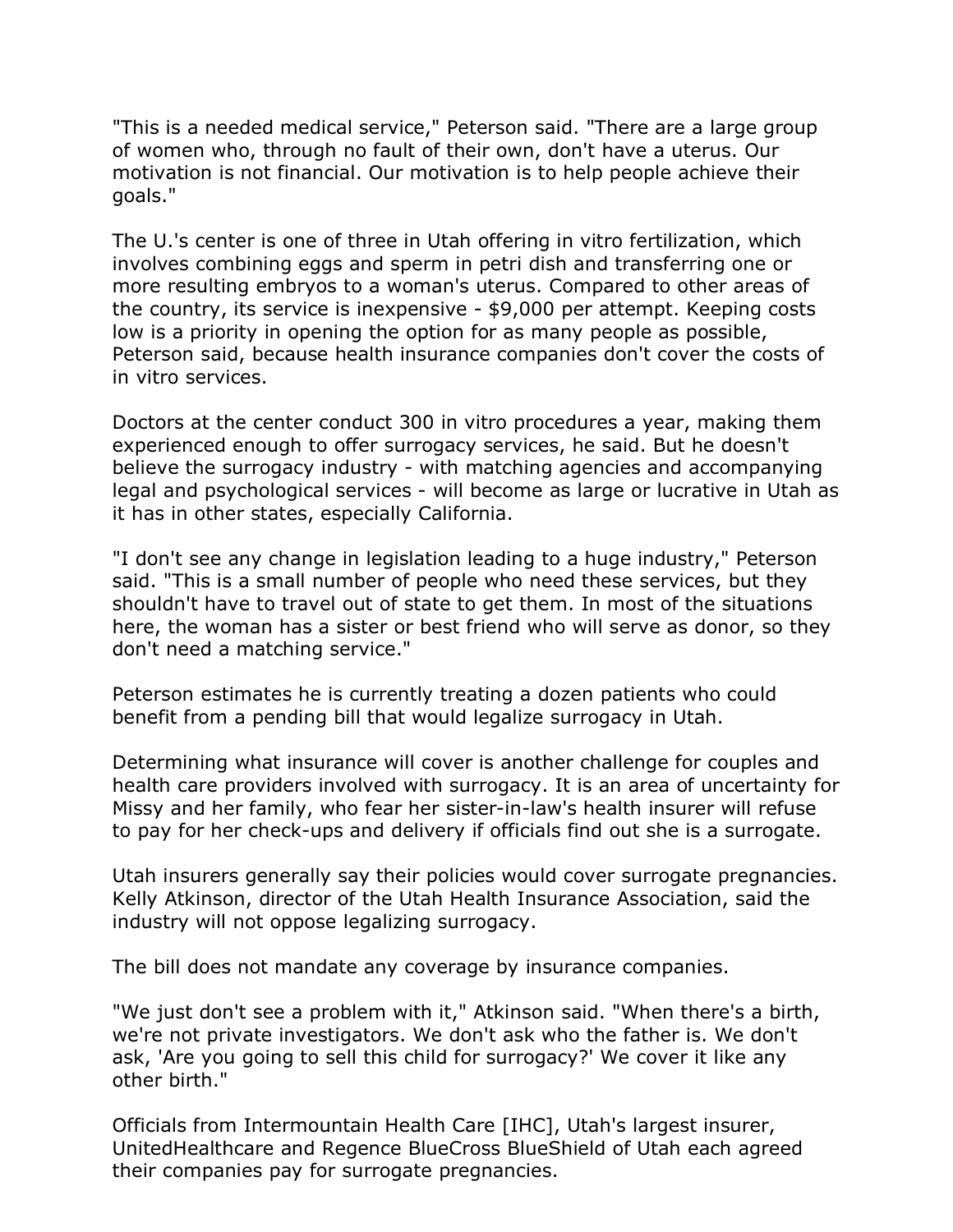"This is a needed medical service," Peterson said. "There are a large group of women who, through no fault of their own, don't have a uterus. Our motivation is not financial. Our motivation is to help people achieve their goals."

The U.'s center is one of three in Utah offering in vitro fertilization, which involves combining eggs and sperm in petri dish and transferring one or more resulting embryos to a woman's uterus. Compared to other areas of the country, its service is inexpensive - $9,000 per attempt. Keeping costs low is a priority in opening the option for as many people as possible, Peterson said, because health insurance companies don't cover the costs of in vitro services.

Doctors at the center conduct 300 in vitro procedures a year, making them experienced enough to offer surrogacy services, he said. But he doesn't believe the surrogacy industry - with matching agencies and accompanying legal and psychological services - will become as large or lucrative in Utah as it has in other states, especially California.

"I don't see any change in legislation leading to a huge industry," Peterson said. "This is a small number of people who need these services, but they shouldn't have to travel out of state to get them. In most of the situations here, the woman has a sister or best friend who will serve as donor, so they don't need a matching service."

Peterson estimates he is currently treating a dozen patients who could benefit from a pending bill that would legalize surrogacy in Utah.

Determining what insurance will cover is another challenge for couples and health care providers involved with surrogacy. It is an area of uncertainty for Missy and her family, who fear her sister-in-law's health insurer will refuse to pay for her check-ups and delivery if officials find out she is a surrogate.

Utah insurers generally say their policies would cover surrogate pregnancies. Kelly Atkinson, director of the Utah Health Insurance Association, said the industry will not oppose legalizing surrogacy.

The bill does not mandate any coverage by insurance companies.

"We just don't see a problem with it," Atkinson said. "When there's a birth, we're not private investigators. We don't ask who the father is. We don't ask, 'Are you going to sell this child for surrogacy?' We cover it like any other birth."

Officials from Intermountain Health Care [IHC], Utah's largest insurer, UnitedHealthcare and Regence BlueCross BlueShield of Utah each agreed their companies pay for surrogate pregnancies.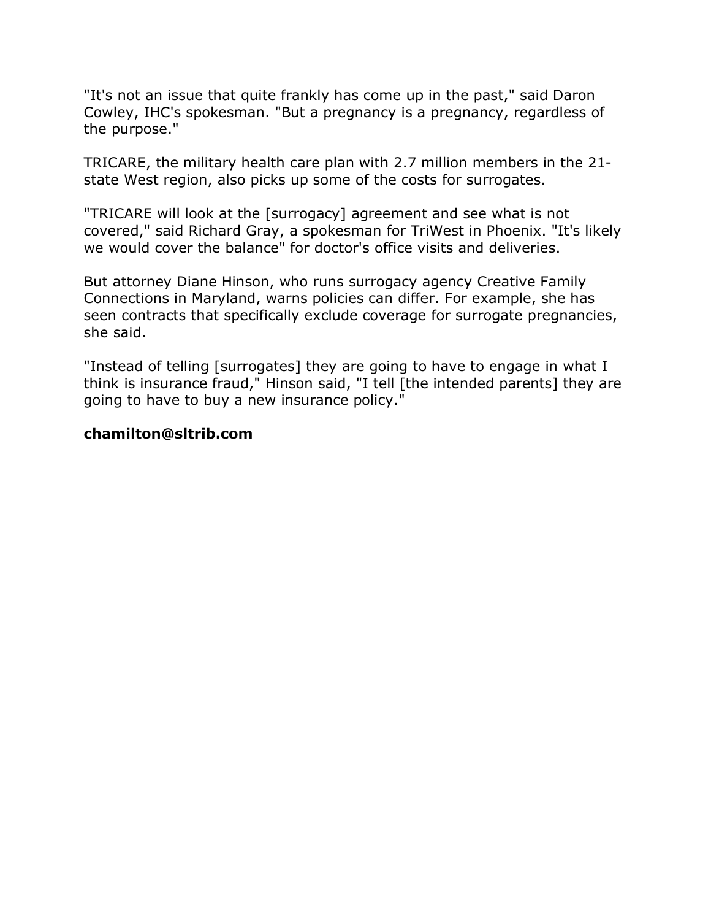"It's not an issue that quite frankly has come up in the past," said Daron Cowley, IHC's spokesman. "But a pregnancy is a pregnancy, regardless of the purpose."

TRICARE, the military health care plan with 2.7 million members in the 21-state West region, also picks up some of the costs for surrogates.

"TRICARE will look at the [surrogacy] agreement and see what is not covered," said Richard Gray, a spokesman for TriWest in Phoenix. "It's likely we would cover the balance" for doctor's office visits and deliveries.

But attorney Diane Hinson, who runs surrogacy agency Creative Family Connections in Maryland, warns policies can differ. For example, she has seen contracts that specifically exclude coverage for surrogate pregnancies, she said.

"Instead of telling [surrogates] they are going to have to engage in what I think is insurance fraud," Hinson said, "I tell [the intended parents] they are going to have to buy a new insurance policy."

**chamilton@sltrib.com**